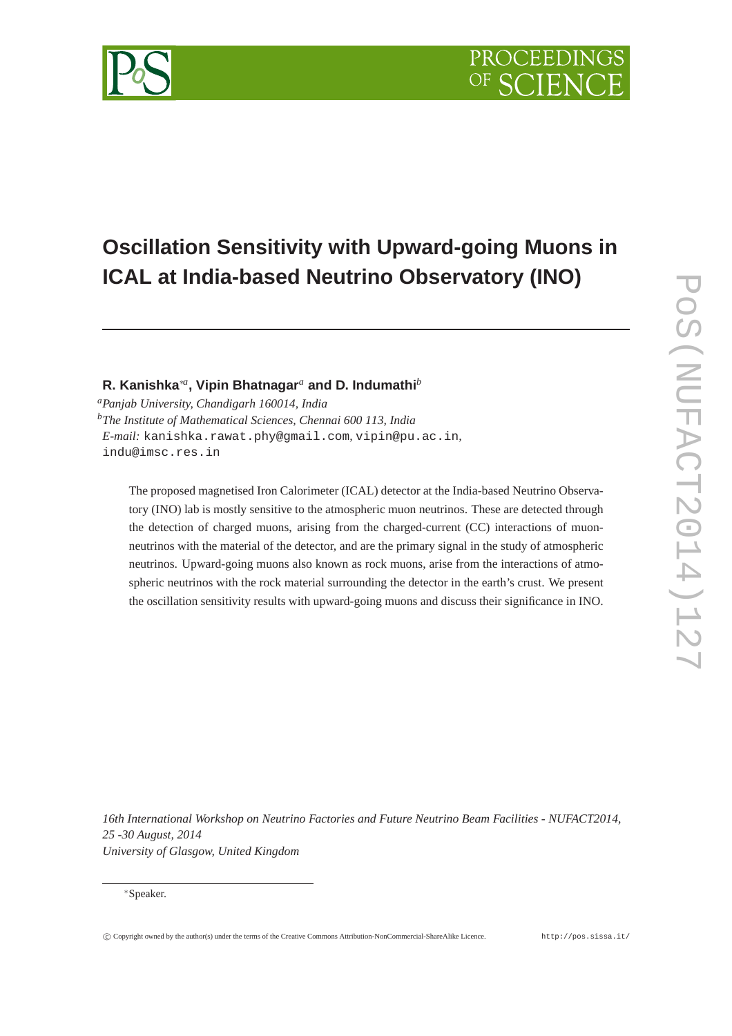# Oscillation Sensitivity with Upward-going Muons in ICAL at India-based Neutrino Observatory (INO)

**R. Kanishka**[*a], **Vipin Bhatnagar**[a] **and D. Indumathi**[b]

[a]*Panjab University, Chandigarh 160014, India*
[b]*The Institute of Mathematical Sciences, Chennai 600 113, India*
*E-mail:* kanishka.rawat.phy@gmail.com, vipin@pu.ac.in, indu@imsc.res.in

The proposed magnetised Iron Calorimeter (ICAL) detector at the India-based Neutrino Observatory (INO) lab is mostly sensitive to the atmospheric muon neutrinos. These are detected through the detection of charged muons, arising from the charged-current (CC) interactions of muon-neutrinos with the material of the detector, and are the primary signal in the study of atmospheric neutrinos. Upward-going muons also known as rock muons, arise from the interactions of atmospheric neutrinos with the rock material surrounding the detector in the earth's crust. We present the oscillation sensitivity results with upward-going muons and discuss their significance in INO.

*16th International Workshop on Neutrino Factories and Future Neutrino Beam Facilities - NUFACT2014, 25 -30 August, 2014*
*University of Glasgow, United Kingdom*

[*]Speaker.

© Copyright owned by the author(s) under the terms of the Creative Commons Attribution-NonCommercial-ShareAlike Licence. http://pos.sissa.it/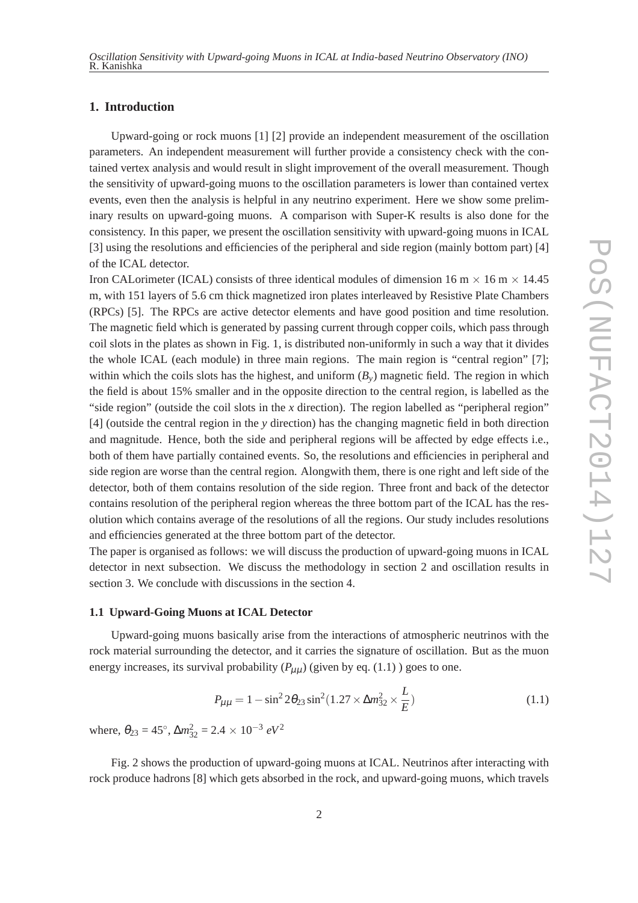## 1. Introduction

Upward-going or rock muons [1] [2] provide an independent measurement of the oscillation parameters. An independent measurement will further provide a consistency check with the contained vertex analysis and would result in slight improvement of the overall measurement. Though the sensitivity of upward-going muons to the oscillation parameters is lower than contained vertex events, even then the analysis is helpful in any neutrino experiment. Here we show some preliminary results on upward-going muons. A comparison with Super-K results is also done for the consistency. In this paper, we present the oscillation sensitivity with upward-going muons in ICAL [3] using the resolutions and efficiencies of the peripheral and side region (mainly bottom part) [4] of the ICAL detector.

Iron CALorimeter (ICAL) consists of three identical modules of dimension 16 m $\times$ 16 m $\times$ 14.45 m, with 151 layers of 5.6 cm thick magnetized iron plates interleaved by Resistive Plate Chambers (RPCs) [5]. The RPCs are active detector elements and have good position and time resolution. The magnetic field which is generated by passing current through copper coils, which pass through coil slots in the plates as shown in Fig. 1, is distributed non-uniformly in such a way that it divides the whole ICAL (each module) in three main regions. The main region is "central region" [7]; within which the coils slots has the highest, and uniform ($B_y$) magnetic field. The region in which the field is about 15% smaller and in the opposite direction to the central region, is labelled as the "side region" (outside the coil slots in the $x$ direction). The region labelled as "peripheral region" [4] (outside the central region in the $y$ direction) has the changing magnetic field in both direction and magnitude. Hence, both the side and peripheral regions will be affected by edge effects i.e., both of them have partially contained events. So, the resolutions and efficiencies in peripheral and side region are worse than the central region. Alongwith them, there is one right and left side of the detector, both of them contains resolution of the side region. Three front and back of the detector contains resolution of the peripheral region whereas the three bottom part of the ICAL has the resolution which contains average of the resolutions of all the regions. Our study includes resolutions and efficiencies generated at the three bottom part of the detector.

The paper is organised as follows: we will discuss the production of upward-going muons in ICAL detector in next subsection. We discuss the methodology in section 2 and oscillation results in section 3. We conclude with discussions in the section 4.

### 1.1 Upward-Going Muons at ICAL Detector

Upward-going muons basically arise from the interactions of atmospheric neutrinos with the rock material surrounding the detector, and it carries the signature of oscillation. But as the muon energy increases, its survival probability ($P_{\mu\mu}$) (given by eq. (1.1) ) goes to one.

$$P_{\mu\mu} = 1 - \sin^2 2\theta_{23} \sin^2(1.27 \times \Delta m^2_{32} \times \frac{L}{E}) \tag{1.1}$$

where, $\theta_{23}$ = 45°, $\Delta m^2_{32}$ = 2.4 $\times$ $10^{-3}$ $eV^2$

Fig. 2 shows the production of upward-going muons at ICAL. Neutrinos after interacting with rock produce hadrons [8] which gets absorbed in the rock, and upward-going muons, which travels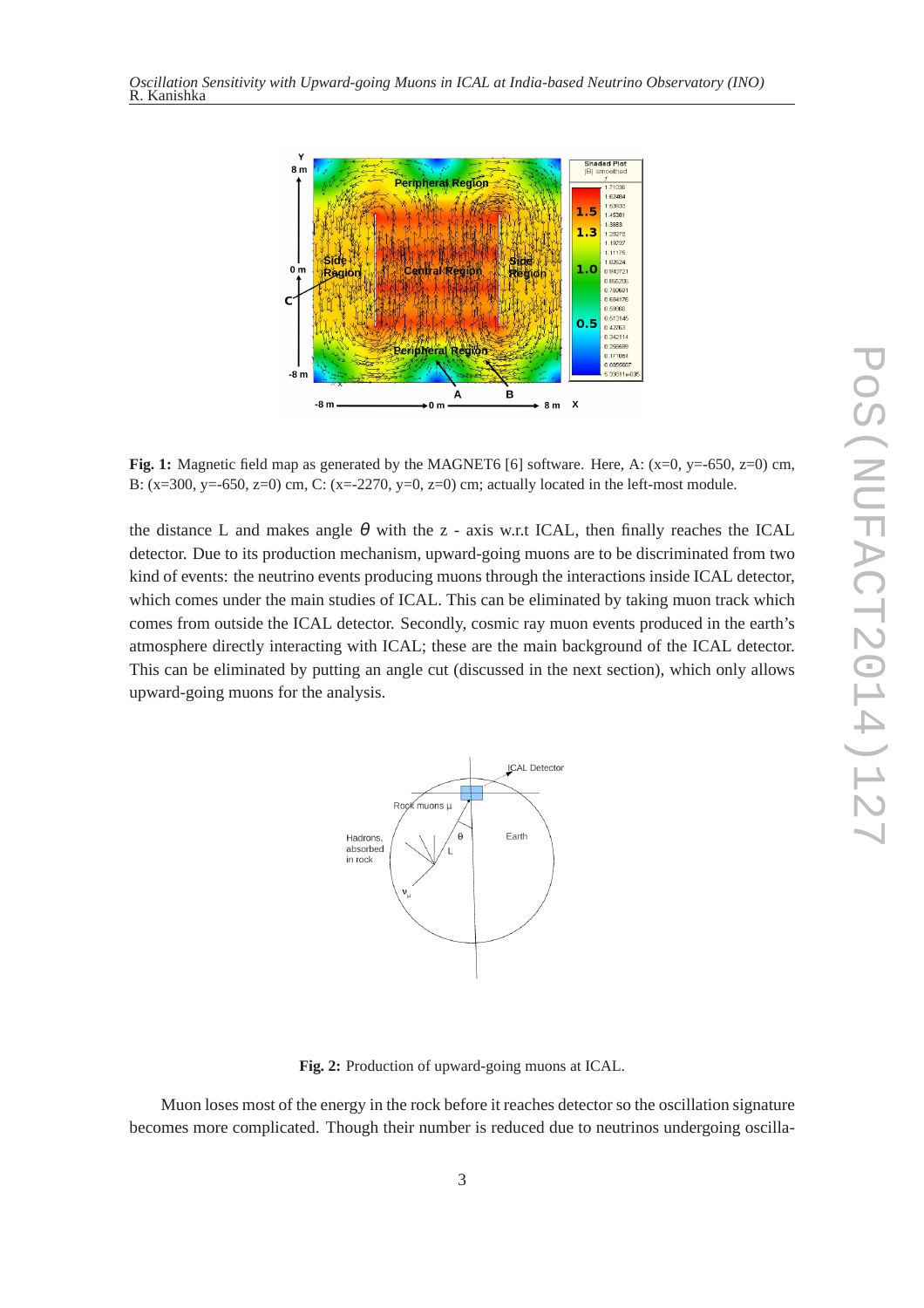**Fig. 1:** Magnetic field map as generated by the MAGNET6 [6] software. Here, A: (x=0, y=-650, z=0) cm, B: (x=300, y=-650, z=0) cm, C: (x=-2270, y=0, z=0) cm; actually located in the left-most module.

the distance L and makes angle $\theta$ with the z - axis w.r.t ICAL, then finally reaches the ICAL detector. Due to its production mechanism, upward-going muons are to be discriminated from two kind of events: the neutrino events producing muons through the interactions inside ICAL detector, which comes under the main studies of ICAL. This can be eliminated by taking muon track which comes from outside the ICAL detector. Secondly, cosmic ray muon events produced in the earth's atmosphere directly interacting with ICAL; these are the main background of the ICAL detector. This can be eliminated by putting an angle cut (discussed in the next section), which only allows upward-going muons for the analysis.

**Fig. 2:** Production of upward-going muons at ICAL.

Muon loses most of the energy in the rock before it reaches detector so the oscillation signature becomes more complicated. Though their number is reduced due to neutrinos undergoing oscilla-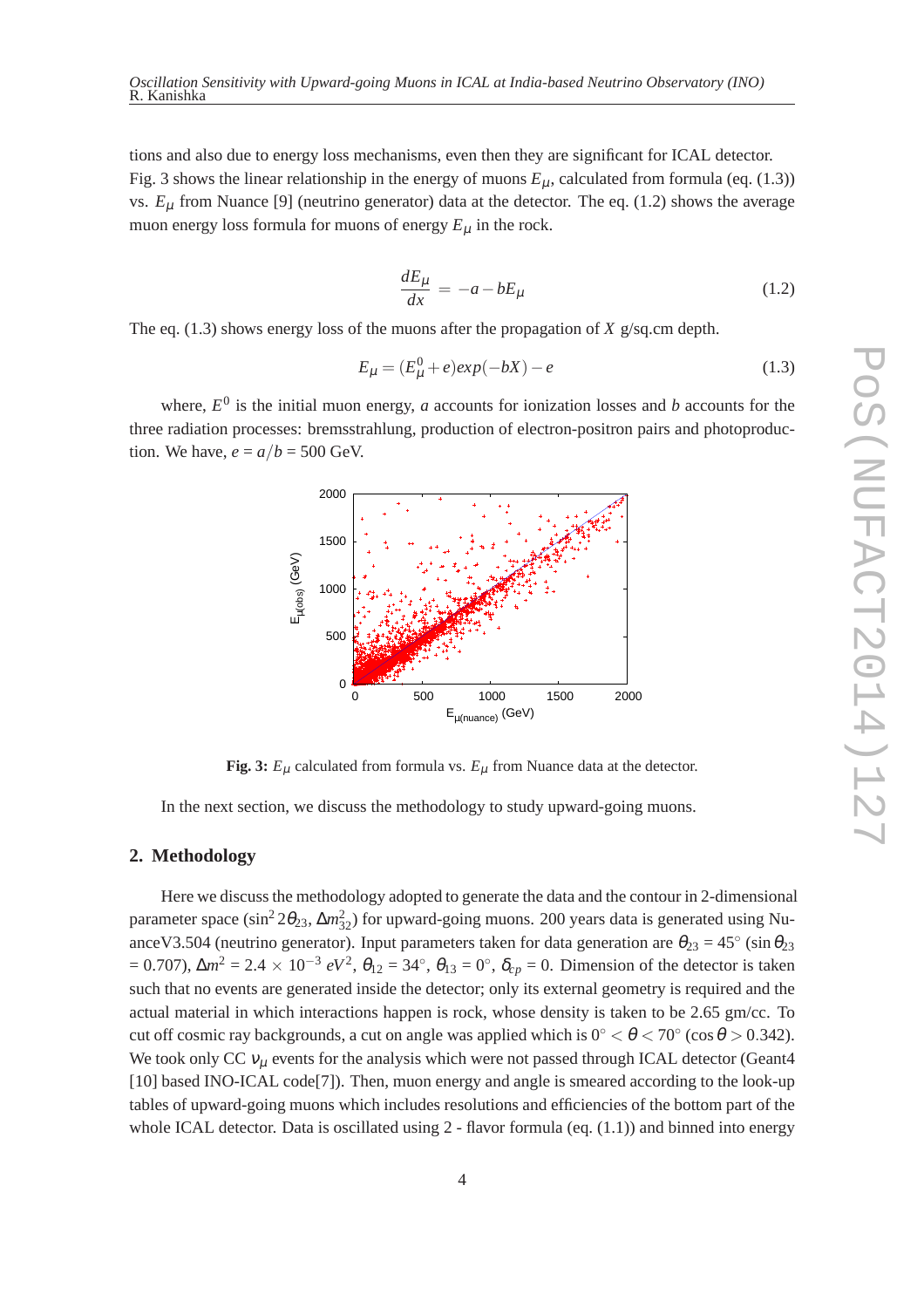tions and also due to energy loss mechanisms, even then they are significant for ICAL detector. Fig. 3 shows the linear relationship in the energy of muons $E_\mu$, calculated from formula (eq. (1.3)) vs. $E_\mu$ from Nuance [9] (neutrino generator) data at the detector. The eq. (1.2) shows the average muon energy loss formula for muons of energy $E_\mu$ in the rock.

$$\frac{dE_\mu}{dx} = -a - bE_\mu \tag{1.2}$$

The eq. (1.3) shows energy loss of the muons after the propagation of $X$ g/sq.cm depth.

$$E_\mu = (E_\mu^0 + e)exp(-bX) - e \tag{1.3}$$

where, $E^0$ is the initial muon energy, $a$ accounts for ionization losses and $b$ accounts for the three radiation processes: bremsstrahlung, production of electron-positron pairs and photoproduction. We have, $e = a/b$ = 500 GeV.

**Fig. 3:** $E_\mu$ calculated from formula vs. $E_\mu$ from Nuance data at the detector.

In the next section, we discuss the methodology to study upward-going muons.

## 2. Methodology

Here we discuss the methodology adopted to generate the data and the contour in 2-dimensional parameter space ($\sin^2 2\theta_{23}$, $\Delta m^2_{32}$) for upward-going muons. 200 years data is generated using NuanceV3.504 (neutrino generator). Input parameters taken for data generation are $\theta_{23}$ = 45° ($\sin\theta_{23}$ = 0.707), $\Delta m^2$ = 2.4 $\times$ $10^{-3}$ $eV^2$, $\theta_{12}$ = 34°, $\theta_{13}$ = 0°, $\delta_{cp}$ = 0. Dimension of the detector is taken such that no events are generated inside the detector; only its external geometry is required and the actual material in which interactions happen is rock, whose density is taken to be 2.65 gm/cc. To cut off cosmic ray backgrounds, a cut on angle was applied which is $0^\circ < \theta < 70^\circ$ ($\cos\theta > 0.342$). We took only CC $\nu_\mu$ events for the analysis which were not passed through ICAL detector (Geant4 [10] based INO-ICAL code[7]). Then, muon energy and angle is smeared according to the look-up tables of upward-going muons which includes resolutions and efficiencies of the bottom part of the whole ICAL detector. Data is oscillated using 2 - flavor formula (eq. (1.1)) and binned into energy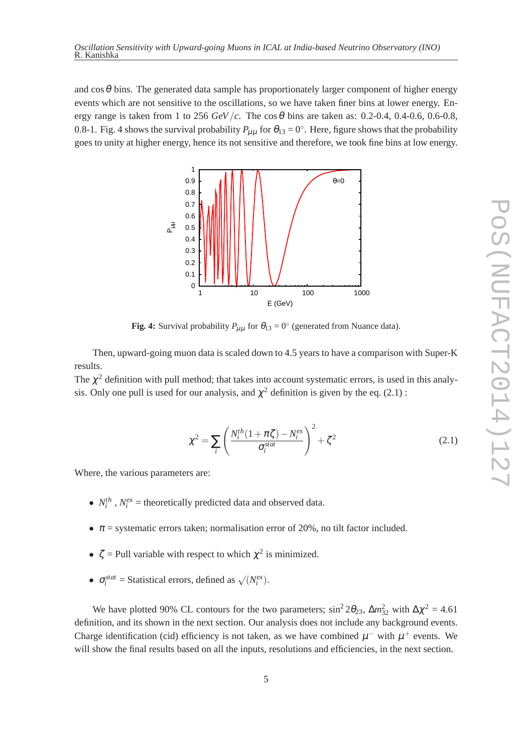and $\cos\theta$ bins. The generated data sample has proportionately larger component of higher energy events which are not sensitive to the oscillations, so we have taken finer bins at lower energy. Energy range is taken from 1 to 256 $GeV/c$. The $\cos\theta$ bins are taken as: 0.2-0.4, 0.4-0.6, 0.6-0.8, 0.8-1. Fig. 4 shows the survival probability $P_{\mu\mu}$ for $\theta_{13} = 0°$. Here, figure shows that the probability goes to unity at higher energy, hence its not sensitive and therefore, we took fine bins at low energy.

**Fig. 4:** Survival probability $P_{\mu\mu}$ for $\theta_{13} = 0°$ (generated from Nuance data).

Then, upward-going muon data is scaled down to 4.5 years to have a comparison with Super-K results.

The $\chi^2$ definition with pull method; that takes into account systematic errors, is used in this analysis. Only one pull is used for our analysis, and $\chi^2$ definition is given by the eq. (2.1) :

$$\chi^2 = \sum_i \left( \frac{N_i^{th}(1+\pi\zeta) - N_i^{ex}}{\sigma_i^{stat}} \right)^2 + \zeta^2 \tag{2.1}$$

Where, the various parameters are:

- $N_i^{th}$ , $N_i^{ex}$ = theoretically predicted data and observed data.
- $\pi$ = systematic errors taken; normalisation error of 20%, no tilt factor included.
- $\zeta$ = Pull variable with respect to which $\chi^2$ is minimized.
- $\sigma_i^{stat}$ = Statistical errors, defined as $\sqrt{(N_i^{ex})}$.

We have plotted 90% CL contours for the two parameters; $\sin^2 2\theta_{23}$, $\Delta m^2_{32}$ with $\Delta\chi^2$ = 4.61 definition, and its shown in the next section. Our analysis does not include any background events. Charge identification (cid) efficiency is not taken, as we have combined $\mu^-$ with $\mu^+$ events. We will show the final results based on all the inputs, resolutions and efficiencies, in the next section.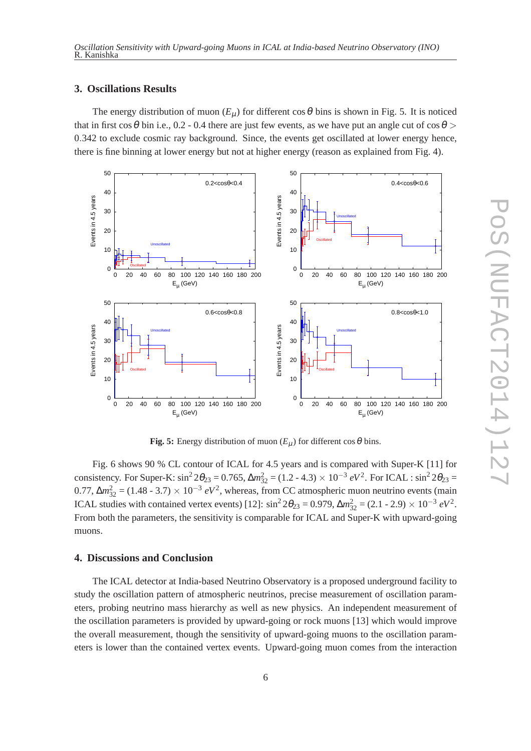## 3. Oscillations Results

The energy distribution of muon ($E_\mu$) for different $\cos\theta$ bins is shown in Fig. 5. It is noticed that in first $\cos\theta$ bin i.e., 0.2 - 0.4 there are just few events, as we have put an angle cut of $\cos\theta >$ 0.342 to exclude cosmic ray background. Since, the events get oscillated at lower energy hence, there is fine binning at lower energy but not at higher energy (reason as explained from Fig. 4).

**Fig. 5:** Energy distribution of muon ($E_\mu$) for different $\cos\theta$ bins.

Fig. 6 shows 90 % CL contour of ICAL for 4.5 years and is compared with Super-K [11] for consistency. For Super-K: $\sin^2 2\theta_{23} = 0.765$, $\Delta m^2_{32}$ = (1.2 - 4.3) $\times$ $10^{-3}$ $eV^2$. For ICAL : $\sin^2 2\theta_{23}$ = 0.77, $\Delta m^2_{32}$ = (1.48 - 3.7) $\times$ $10^{-3}$ $eV^2$, whereas, from CC atmospheric muon neutrino events (main ICAL studies with contained vertex events) [12]: $\sin^2 2\theta_{23} = 0.979$, $\Delta m^2_{32}$ = (2.1 - 2.9) $\times$ $10^{-3}$ $eV^2$. From both the parameters, the sensitivity is comparable for ICAL and Super-K with upward-going muons.

## 4. Discussions and Conclusion

The ICAL detector at India-based Neutrino Observatory is a proposed underground facility to study the oscillation pattern of atmospheric neutrinos, precise measurement of oscillation parameters, probing neutrino mass hierarchy as well as new physics. An independent measurement of the oscillation parameters is provided by upward-going or rock muons [13] which would improve the overall measurement, though the sensitivity of upward-going muons to the oscillation parameters is lower than the contained vertex events. Upward-going muon comes from the interaction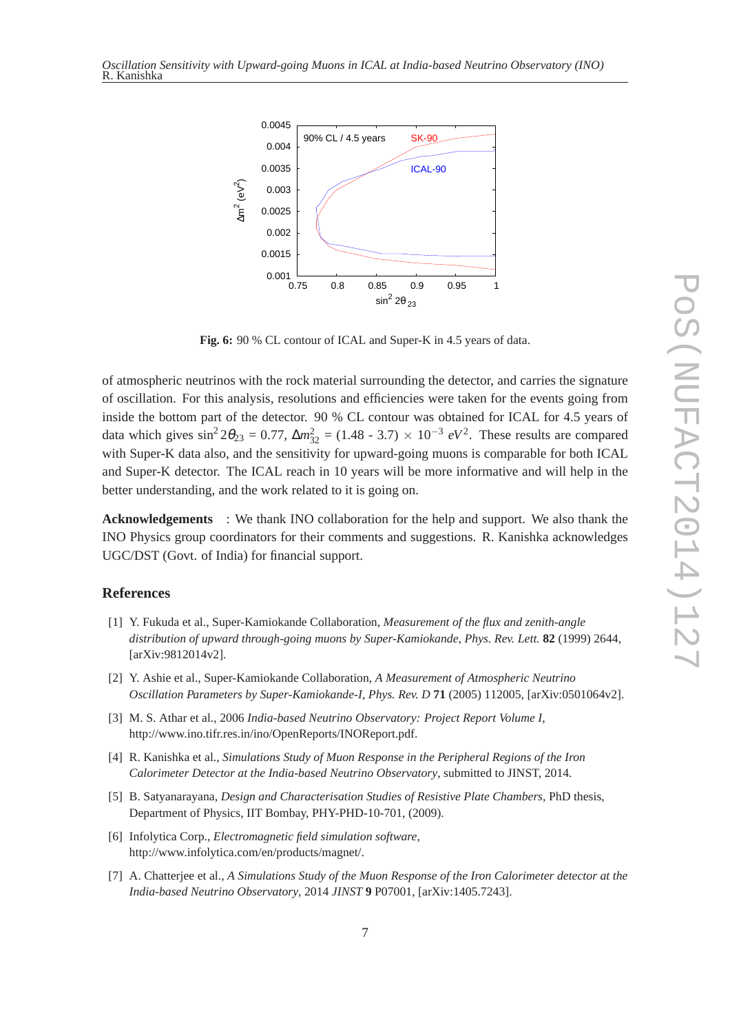Fig. 6: 90 % CL contour of ICAL and Super-K in 4.5 years of data.

of atmospheric neutrinos with the rock material surrounding the detector, and carries the signature of oscillation. For this analysis, resolutions and efficiencies were taken for the events going from inside the bottom part of the detector. 90 % CL contour was obtained for ICAL for 4.5 years of data which gives $\sin^2 2\theta_{23}$ = 0.77, $\Delta m^2_{32}$ = (1.48 - 3.7) $\times$ $10^{-3}$ $eV^2$. These results are compared with Super-K data also, and the sensitivity for upward-going muons is comparable for both ICAL and Super-K detector. The ICAL reach in 10 years will be more informative and will help in the better understanding, and the work related to it is going on.

**Acknowledgements** : We thank INO collaboration for the help and support. We also thank the INO Physics group coordinators for their comments and suggestions. R. Kanishka acknowledges UGC/DST (Govt. of India) for financial support.

## References

[1] Y. Fukuda et al., Super-Kamiokande Collaboration, *Measurement of the flux and zenith-angle distribution of upward through-going muons by Super-Kamiokande*, *Phys. Rev. Lett.* **82** (1999) 2644, [arXiv:9812014v2].

[2] Y. Ashie et al., Super-Kamiokande Collaboration, *A Measurement of Atmospheric Neutrino Oscillation Parameters by Super-Kamiokande-I*, *Phys. Rev. D* **71** (2005) 112005, [arXiv:0501064v2].

[3] M. S. Athar et al., 2006 *India-based Neutrino Observatory: Project Report Volume I*, http://www.ino.tifr.res.in/ino/OpenReports/INOReport.pdf.

[4] R. Kanishka et al., *Simulations Study of Muon Response in the Peripheral Regions of the Iron Calorimeter Detector at the India-based Neutrino Observatory*, submitted to JINST, 2014.

[5] B. Satyanarayana, *Design and Characterisation Studies of Resistive Plate Chambers*, PhD thesis, Department of Physics, IIT Bombay, PHY-PHD-10-701, (2009).

[6] Infolytica Corp., *Electromagnetic field simulation software*, http://www.infolytica.com/en/products/magnet/.

[7] A. Chatterjee et al., *A Simulations Study of the Muon Response of the Iron Calorimeter detector at the India-based Neutrino Observatory*, 2014 *JINST* **9** P07001, [arXiv:1405.7243].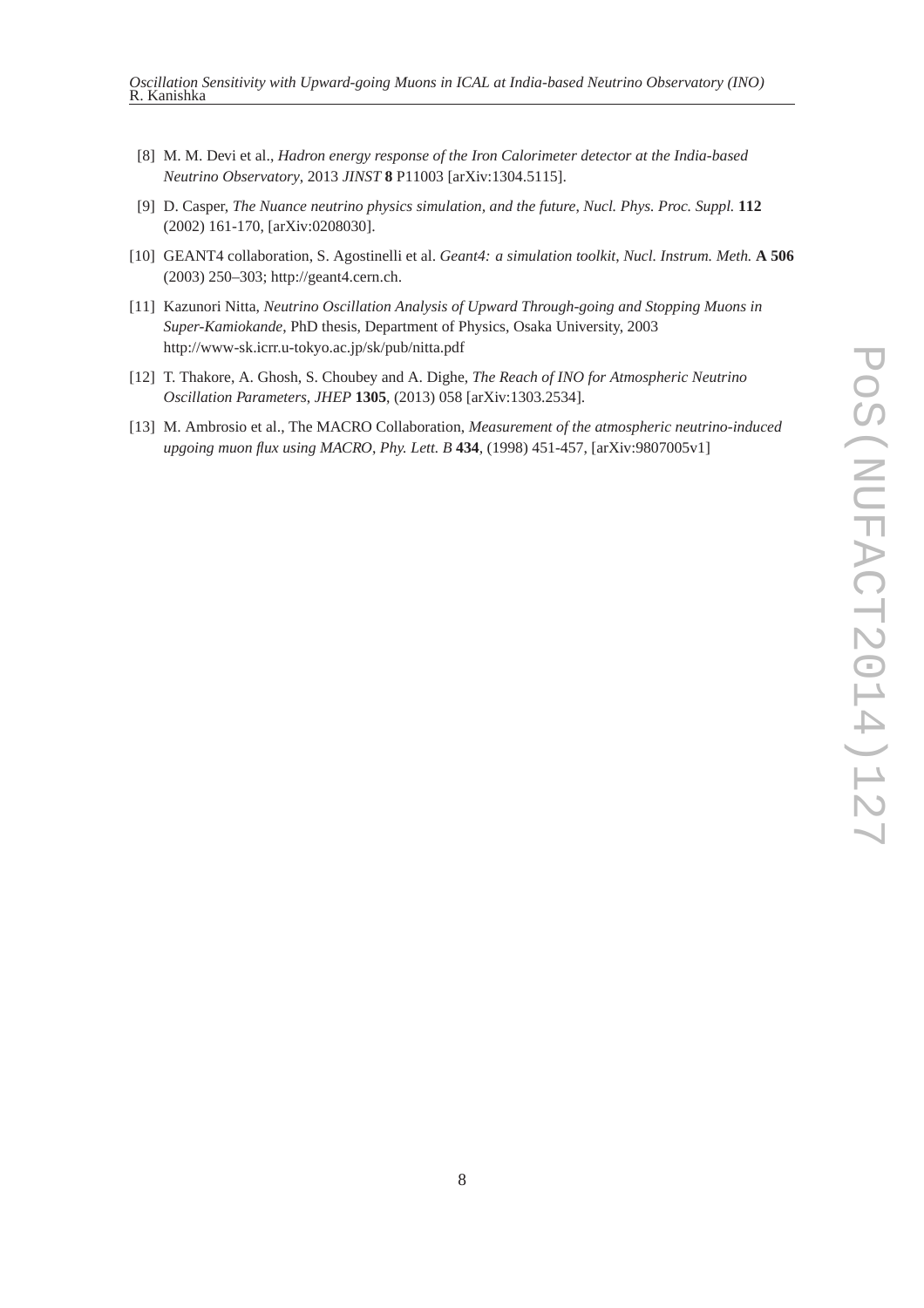[8] M. M. Devi et al., *Hadron energy response of the Iron Calorimeter detector at the India-based Neutrino Observatory*, 2013 *JINST* **8** P11003 [arXiv:1304.5115].

[9] D. Casper, *The Nuance neutrino physics simulation, and the future*, *Nucl. Phys. Proc. Suppl.* **112** (2002) 161-170, [arXiv:0208030].

[10] GEANT4 collaboration, S. Agostinelli et al. *Geant4: a simulation toolkit*, *Nucl. Instrum. Meth.* **A 506** (2003) 250–303; http://geant4.cern.ch.

[11] Kazunori Nitta, *Neutrino Oscillation Analysis of Upward Through-going and Stopping Muons in Super-Kamiokande*, PhD thesis, Department of Physics, Osaka University, 2003 http://www-sk.icrr.u-tokyo.ac.jp/sk/pub/nitta.pdf

[12] T. Thakore, A. Ghosh, S. Choubey and A. Dighe, *The Reach of INO for Atmospheric Neutrino Oscillation Parameters*, *JHEP* **1305**, (2013) 058 [arXiv:1303.2534].

[13] M. Ambrosio et al., The MACRO Collaboration, *Measurement of the atmospheric neutrino-induced upgoing muon flux using MACRO*, *Phy. Lett. B* **434**, (1998) 451-457, [arXiv:9807005v1]